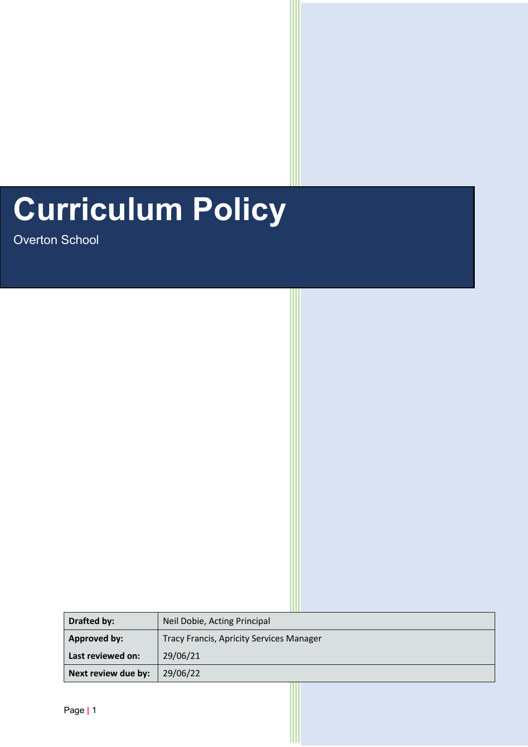# Curriculum Policy

Overton School

| Drafted by: | Neil Dobie, Acting Principal |
|---|---|
| Approved by:<br>Last reviewed on: | Tracy Francis, Apricity Services Manager<br>29/06/21 |
| Next review due by: | 29/06/22 |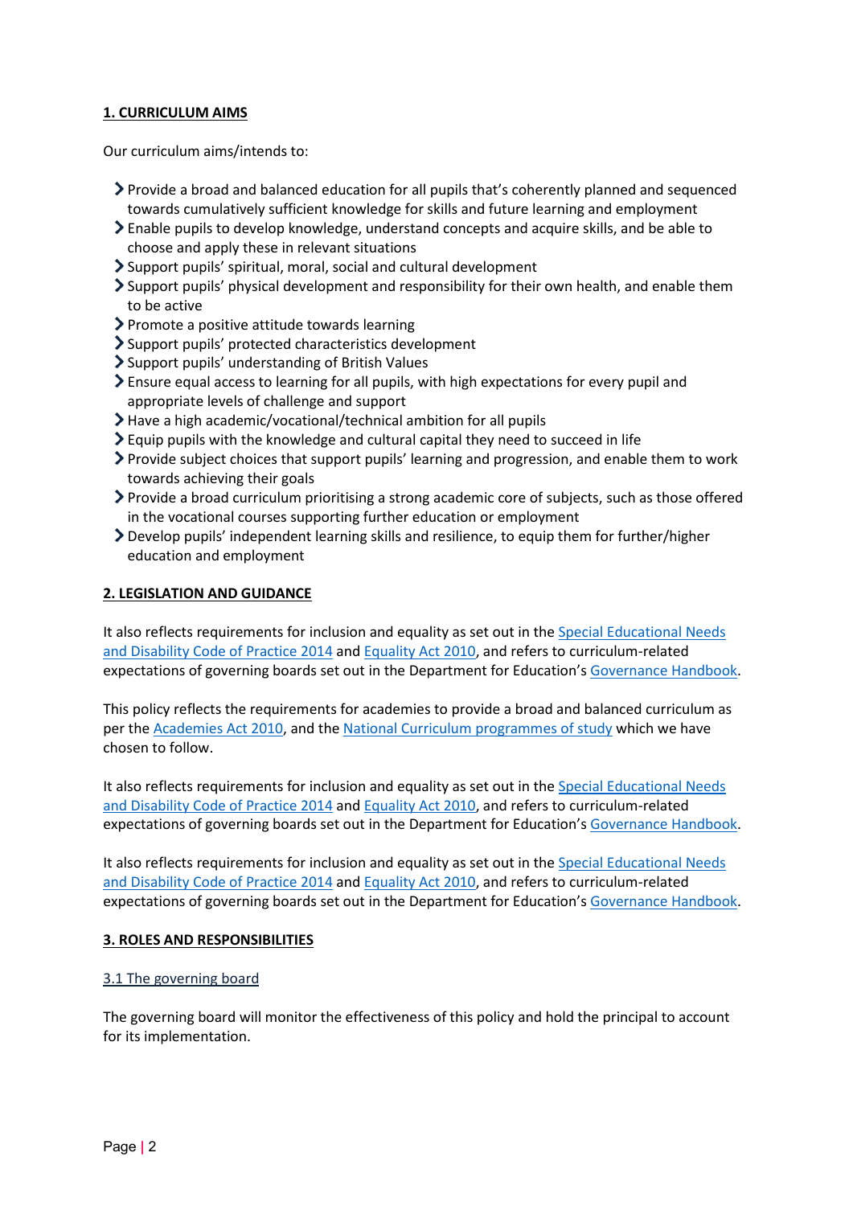## 1. CURRICULUM AIMS

Our curriculum aims/intends to:

- Provide a broad and balanced education for all pupils that's coherently planned and sequenced towards cumulatively sufficient knowledge for skills and future learning and employment
- Enable pupils to develop knowledge, understand concepts and acquire skills, and be able to choose and apply these in relevant situations
- Support pupils' spiritual, moral, social and cultural development
- Support pupils' physical development and responsibility for their own health, and enable them to be active
- Promote a positive attitude towards learning
- Support pupils' protected characteristics development
- Support pupils' understanding of British Values
- Ensure equal access to learning for all pupils, with high expectations for every pupil and appropriate levels of challenge and support
- Have a high academic/vocational/technical ambition for all pupils
- Equip pupils with the knowledge and cultural capital they need to succeed in life
- Provide subject choices that support pupils' learning and progression, and enable them to work towards achieving their goals
- Provide a broad curriculum prioritising a strong academic core of subjects, such as those offered in the vocational courses supporting further education or employment
- Develop pupils' independent learning skills and resilience, to equip them for further/higher education and employment

## 2. LEGISLATION AND GUIDANCE

It also reflects requirements for inclusion and equality as set out in the Special Educational Needs and Disability Code of Practice 2014 and Equality Act 2010, and refers to curriculum-related expectations of governing boards set out in the Department for Education's Governance Handbook.

This policy reflects the requirements for academies to provide a broad and balanced curriculum as per the Academies Act 2010, and the National Curriculum programmes of study which we have chosen to follow.

It also reflects requirements for inclusion and equality as set out in the Special Educational Needs and Disability Code of Practice 2014 and Equality Act 2010, and refers to curriculum-related expectations of governing boards set out in the Department for Education's Governance Handbook.

It also reflects requirements for inclusion and equality as set out in the Special Educational Needs and Disability Code of Practice 2014 and Equality Act 2010, and refers to curriculum-related expectations of governing boards set out in the Department for Education's Governance Handbook.

## 3. ROLES AND RESPONSIBILITIES

### 3.1 The governing board

The governing board will monitor the effectiveness of this policy and hold the principal to account for its implementation.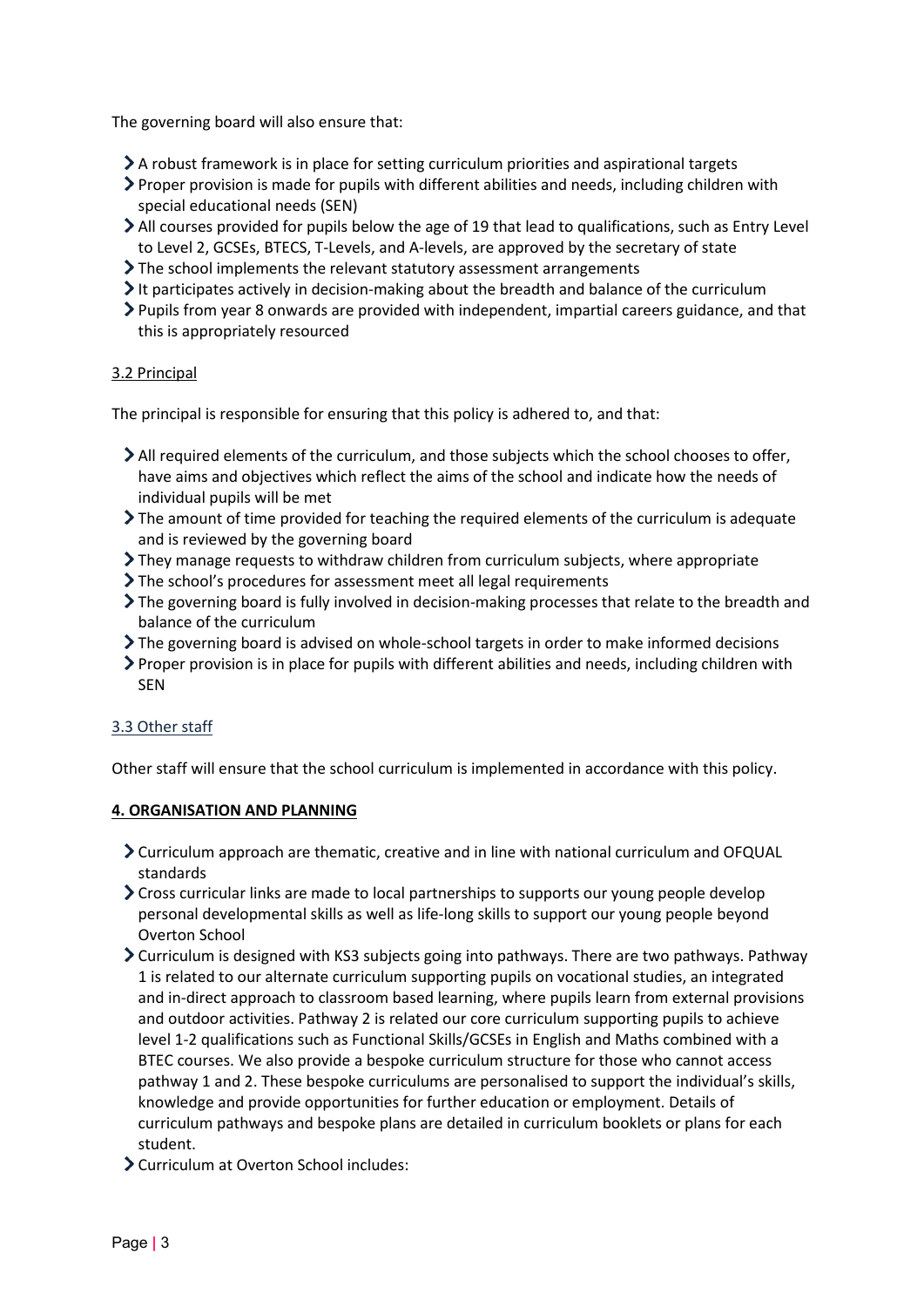The governing board will also ensure that:

- A robust framework is in place for setting curriculum priorities and aspirational targets
- Proper provision is made for pupils with different abilities and needs, including children with special educational needs (SEN)
- All courses provided for pupils below the age of 19 that lead to qualifications, such as Entry Level to Level 2, GCSEs, BTECS, T-Levels, and A-levels, are approved by the secretary of state
- The school implements the relevant statutory assessment arrangements
- It participates actively in decision-making about the breadth and balance of the curriculum
- Pupils from year 8 onwards are provided with independent, impartial careers guidance, and that this is appropriately resourced

### 3.2 Principal

The principal is responsible for ensuring that this policy is adhered to, and that:

- All required elements of the curriculum, and those subjects which the school chooses to offer, have aims and objectives which reflect the aims of the school and indicate how the needs of individual pupils will be met
- The amount of time provided for teaching the required elements of the curriculum is adequate and is reviewed by the governing board
- They manage requests to withdraw children from curriculum subjects, where appropriate
- The school's procedures for assessment meet all legal requirements
- The governing board is fully involved in decision-making processes that relate to the breadth and balance of the curriculum
- The governing board is advised on whole-school targets in order to make informed decisions
- Proper provision is in place for pupils with different abilities and needs, including children with SEN

### 3.3 Other staff

Other staff will ensure that the school curriculum is implemented in accordance with this policy.

## 4. ORGANISATION AND PLANNING

- Curriculum approach are thematic, creative and in line with national curriculum and OFQUAL standards
- Cross curricular links are made to local partnerships to supports our young people develop personal developmental skills as well as life-long skills to support our young people beyond Overton School
- Curriculum is designed with KS3 subjects going into pathways. There are two pathways. Pathway 1 is related to our alternate curriculum supporting pupils on vocational studies, an integrated and in-direct approach to classroom based learning, where pupils learn from external provisions and outdoor activities. Pathway 2 is related our core curriculum supporting pupils to achieve level 1-2 qualifications such as Functional Skills/GCSEs in English and Maths combined with a BTEC courses. We also provide a bespoke curriculum structure for those who cannot access pathway 1 and 2. These bespoke curriculums are personalised to support the individual's skills, knowledge and provide opportunities for further education or employment. Details of curriculum pathways and bespoke plans are detailed in curriculum booklets or plans for each student.
- Curriculum at Overton School includes: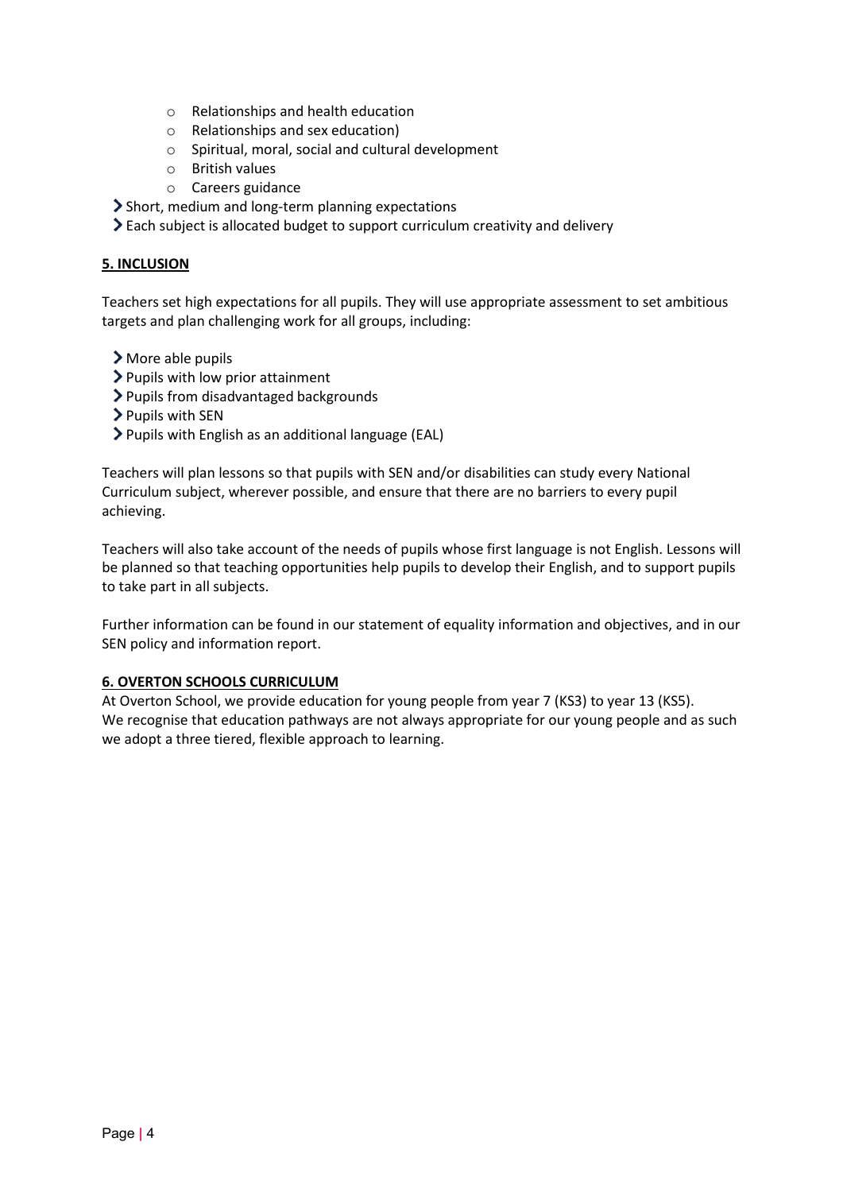- Relationships and health education
  - Relationships and sex education)
  - Spiritual, moral, social and cultural development
  - British values
  - Careers guidance
- Short, medium and long-term planning expectations
- Each subject is allocated budget to support curriculum creativity and delivery

## 5. INCLUSION

Teachers set high expectations for all pupils. They will use appropriate assessment to set ambitious targets and plan challenging work for all groups, including:

- More able pupils
- Pupils with low prior attainment
- Pupils from disadvantaged backgrounds
- Pupils with SEN
- Pupils with English as an additional language (EAL)

Teachers will plan lessons so that pupils with SEN and/or disabilities can study every National Curriculum subject, wherever possible, and ensure that there are no barriers to every pupil achieving.

Teachers will also take account of the needs of pupils whose first language is not English. Lessons will be planned so that teaching opportunities help pupils to develop their English, and to support pupils to take part in all subjects.

Further information can be found in our statement of equality information and objectives, and in our SEN policy and information report.

## 6. OVERTON SCHOOLS CURRICULUM

At Overton School, we provide education for young people from year 7 (KS3) to year 13 (KS5).
We recognise that education pathways are not always appropriate for our young people and as such we adopt a three tiered, flexible approach to learning.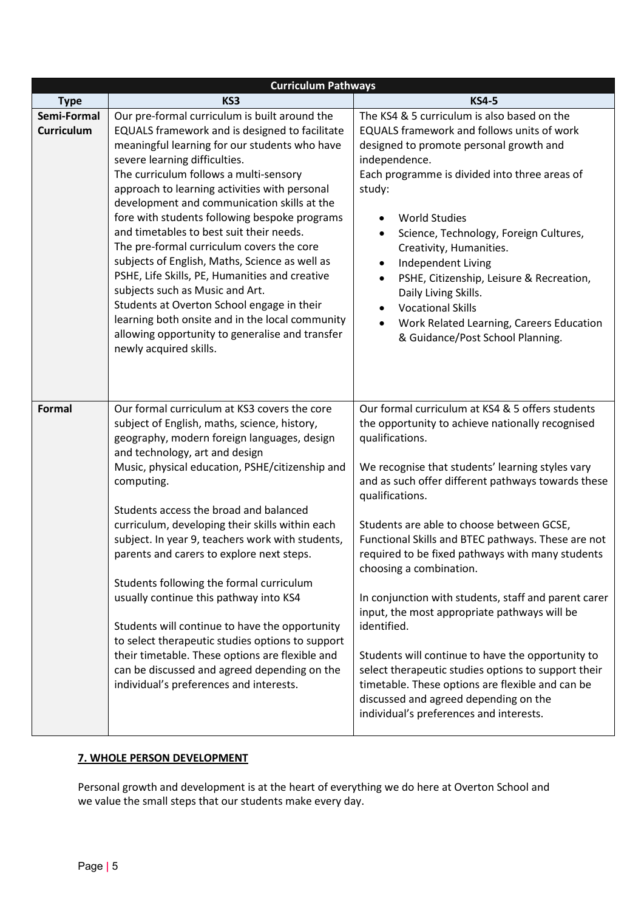| Curriculum Pathways | | |
|---|---|---|
| **Type** | **KS3** | **KS4-5** |
| **Semi-Formal Curriculum** | Our pre-formal curriculum is built around the EQUALS framework and is designed to facilitate meaningful learning for our students who have severe learning difficulties.<br>The curriculum follows a multi-sensory approach to learning activities with personal development and communication skills at the fore with students following bespoke programs and timetables to best suit their needs.<br>The pre-formal curriculum covers the core subjects of English, Maths, Science as well as PSHE, Life Skills, PE, Humanities and creative subjects such as Music and Art.<br>Students at Overton School engage in their learning both onsite and in the local community allowing opportunity to generalise and transfer newly acquired skills. | The KS4 & 5 curriculum is also based on the EQUALS framework and follows units of work designed to promote personal growth and independence.<br>Each programme is divided into three areas of study:<br>• World Studies<br>• Science, Technology, Foreign Cultures, Creativity, Humanities.<br>• Independent Living<br>• PSHE, Citizenship, Leisure & Recreation, Daily Living Skills.<br>• Vocational Skills<br>• Work Related Learning, Careers Education & Guidance/Post School Planning. |
| **Formal** | Our formal curriculum at KS3 covers the core subject of English, maths, science, history, geography, modern foreign languages, design and technology, art and design<br>Music, physical education, PSHE/citizenship and computing.<br><br>Students access the broad and balanced curriculum, developing their skills within each subject. In year 9, teachers work with students, parents and carers to explore next steps.<br><br>Students following the formal curriculum usually continue this pathway into KS4<br><br>Students will continue to have the opportunity to select therapeutic studies options to support their timetable. These options are flexible and can be discussed and agreed depending on the individual's preferences and interests. | Our formal curriculum at KS4 & 5 offers students the opportunity to achieve nationally recognised qualifications.<br><br>We recognise that students' learning styles vary and as such offer different pathways towards these qualifications.<br><br>Students are able to choose between GCSE, Functional Skills and BTEC pathways. These are not required to be fixed pathways with many students choosing a combination.<br><br>In conjunction with students, staff and parent carer input, the most appropriate pathways will be identified.<br><br>Students will continue to have the opportunity to select therapeutic studies options to support their timetable. These options are flexible and can be discussed and agreed depending on the individual's preferences and interests. |

## 7. WHOLE PERSON DEVELOPMENT

Personal growth and development is at the heart of everything we do here at Overton School and we value the small steps that our students make every day.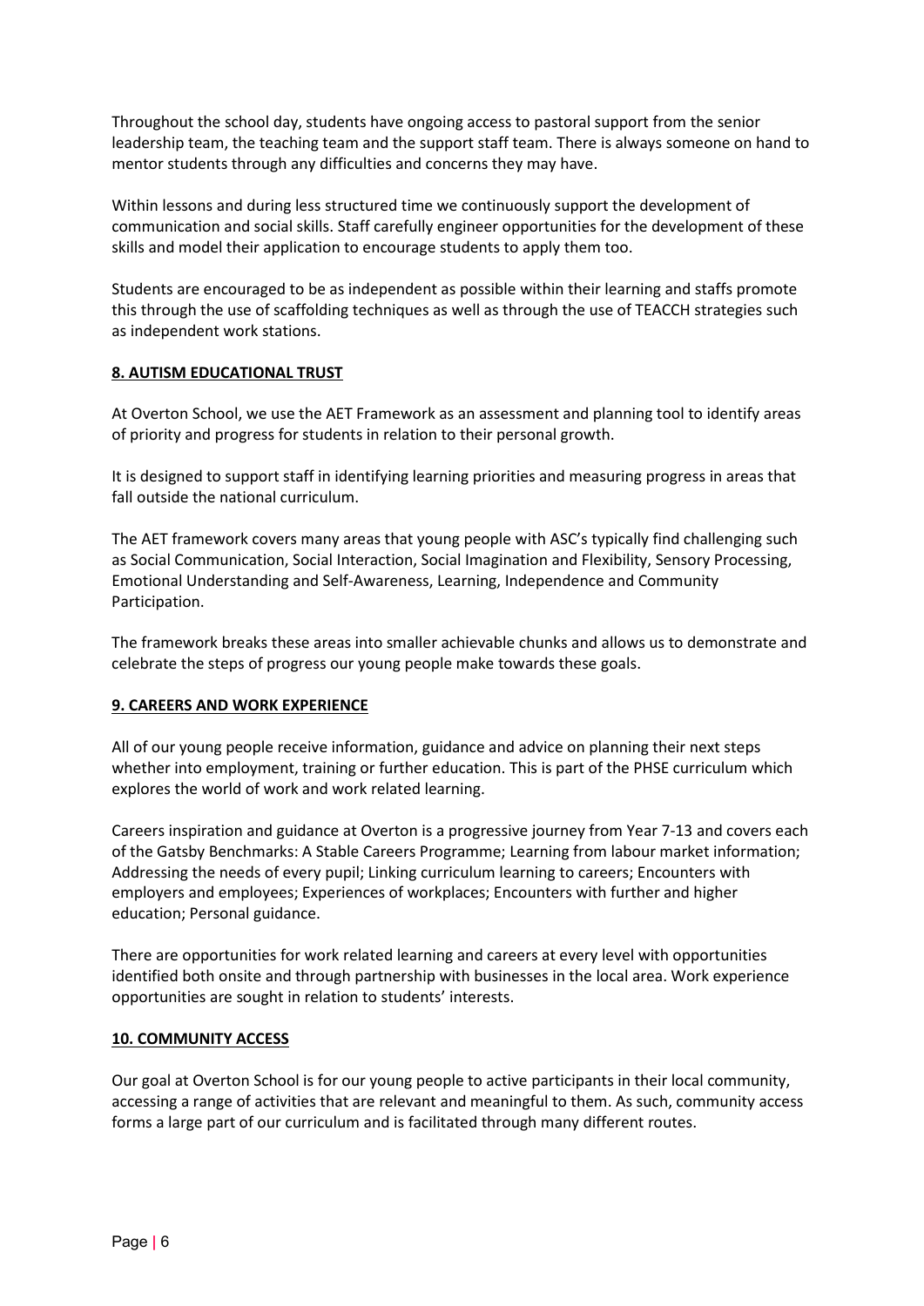Throughout the school day, students have ongoing access to pastoral support from the senior leadership team, the teaching team and the support staff team. There is always someone on hand to mentor students through any difficulties and concerns they may have.

Within lessons and during less structured time we continuously support the development of communication and social skills. Staff carefully engineer opportunities for the development of these skills and model their application to encourage students to apply them too.

Students are encouraged to be as independent as possible within their learning and staffs promote this through the use of scaffolding techniques as well as through the use of TEACCH strategies such as independent work stations.

## 8. AUTISM EDUCATIONAL TRUST

At Overton School, we use the AET Framework as an assessment and planning tool to identify areas of priority and progress for students in relation to their personal growth.

It is designed to support staff in identifying learning priorities and measuring progress in areas that fall outside the national curriculum.

The AET framework covers many areas that young people with ASC's typically find challenging such as Social Communication, Social Interaction, Social Imagination and Flexibility, Sensory Processing, Emotional Understanding and Self-Awareness, Learning, Independence and Community Participation.

The framework breaks these areas into smaller achievable chunks and allows us to demonstrate and celebrate the steps of progress our young people make towards these goals.

## 9. CAREERS AND WORK EXPERIENCE

All of our young people receive information, guidance and advice on planning their next steps whether into employment, training or further education. This is part of the PHSE curriculum which explores the world of work and work related learning.

Careers inspiration and guidance at Overton is a progressive journey from Year 7-13 and covers each of the Gatsby Benchmarks: A Stable Careers Programme; Learning from labour market information; Addressing the needs of every pupil; Linking curriculum learning to careers; Encounters with employers and employees; Experiences of workplaces; Encounters with further and higher education; Personal guidance.

There are opportunities for work related learning and careers at every level with opportunities identified both onsite and through partnership with businesses in the local area. Work experience opportunities are sought in relation to students' interests.

## 10. COMMUNITY ACCESS

Our goal at Overton School is for our young people to active participants in their local community, accessing a range of activities that are relevant and meaningful to them. As such, community access forms a large part of our curriculum and is facilitated through many different routes.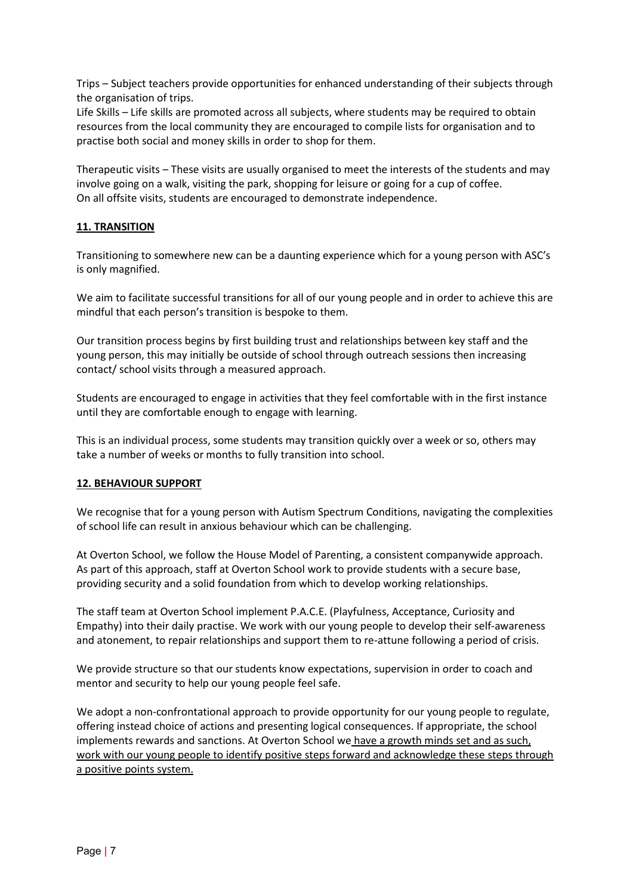Trips – Subject teachers provide opportunities for enhanced understanding of their subjects through the organisation of trips.
Life Skills – Life skills are promoted across all subjects, where students may be required to obtain resources from the local community they are encouraged to compile lists for organisation and to practise both social and money skills in order to shop for them.

Therapeutic visits – These visits are usually organised to meet the interests of the students and may involve going on a walk, visiting the park, shopping for leisure or going for a cup of coffee.
On all offsite visits, students are encouraged to demonstrate independence.

## 11. TRANSITION

Transitioning to somewhere new can be a daunting experience which for a young person with ASC's is only magnified.

We aim to facilitate successful transitions for all of our young people and in order to achieve this are mindful that each person's transition is bespoke to them.

Our transition process begins by first building trust and relationships between key staff and the young person, this may initially be outside of school through outreach sessions then increasing contact/ school visits through a measured approach.

Students are encouraged to engage in activities that they feel comfortable with in the first instance until they are comfortable enough to engage with learning.

This is an individual process, some students may transition quickly over a week or so, others may take a number of weeks or months to fully transition into school.

## 12. BEHAVIOUR SUPPORT

We recognise that for a young person with Autism Spectrum Conditions, navigating the complexities of school life can result in anxious behaviour which can be challenging.

At Overton School, we follow the House Model of Parenting, a consistent companywide approach. As part of this approach, staff at Overton School work to provide students with a secure base, providing security and a solid foundation from which to develop working relationships.

The staff team at Overton School implement P.A.C.E. (Playfulness, Acceptance, Curiosity and Empathy) into their daily practise. We work with our young people to develop their self-awareness and atonement, to repair relationships and support them to re-attune following a period of crisis.

We provide structure so that our students know expectations, supervision in order to coach and mentor and security to help our young people feel safe.

We adopt a non-confrontational approach to provide opportunity for our young people to regulate, offering instead choice of actions and presenting logical consequences. If appropriate, the school implements rewards and sanctions. At Overton School we have a growth minds set and as such, work with our young people to identify positive steps forward and acknowledge these steps through a positive points system.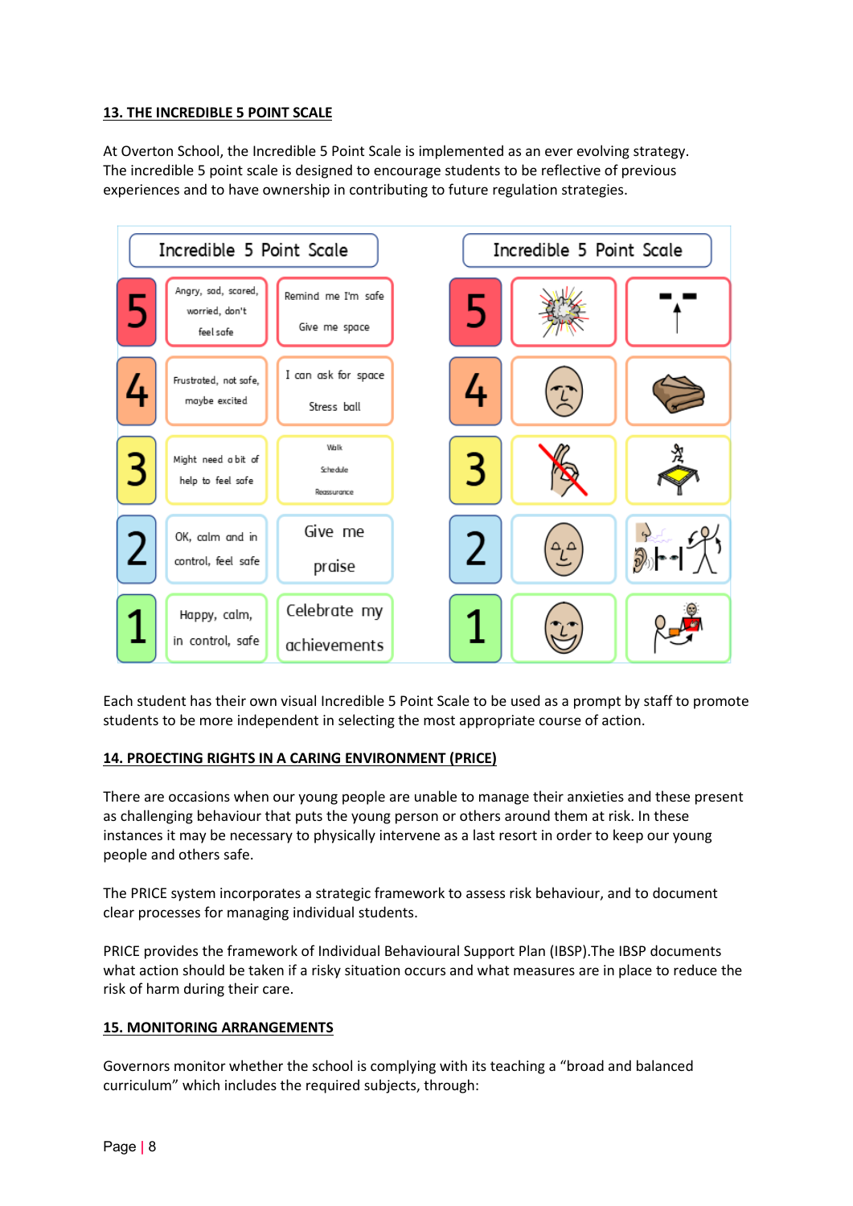**13. THE INCREDIBLE 5 POINT SCALE**

At Overton School, the Incredible 5 Point Scale is implemented as an ever evolving strategy. The incredible 5 point scale is designed to encourage students to be reflective of previous experiences and to have ownership in contributing to future regulation strategies.

| Incredible 5 Point Scale | | |
| --- | --- | --- |
| 5 | Angry, sad, scared, worried, don't feel safe | Remind me I'm safe Give me space |
| 4 | Frustrated, not safe, maybe excited | I can ask for space Stress ball |
| 3 | Might need a bit of help to feel safe | Walk Schedule Reassurance |
| 2 | OK, calm and in control, feel safe | Give me praise |
| 1 | Happy, calm, in control, safe | Celebrate my achievements |

Incredible 5 Point Scale

Each student has their own visual Incredible 5 Point Scale to be used as a prompt by staff to promote students to be more independent in selecting the most appropriate course of action.

**14. PROECTING RIGHTS IN A CARING ENVIRONMENT (PRICE)**

There are occasions when our young people are unable to manage their anxieties and these present as challenging behaviour that puts the young person or others around them at risk. In these instances it may be necessary to physically intervene as a last resort in order to keep our young people and others safe.

The PRICE system incorporates a strategic framework to assess risk behaviour, and to document clear processes for managing individual students.

PRICE provides the framework of Individual Behavioural Support Plan (IBSP).The IBSP documents what action should be taken if a risky situation occurs and what measures are in place to reduce the risk of harm during their care.

**15. MONITORING ARRANGEMENTS**

Governors monitor whether the school is complying with its teaching a "broad and balanced curriculum" which includes the required subjects, through: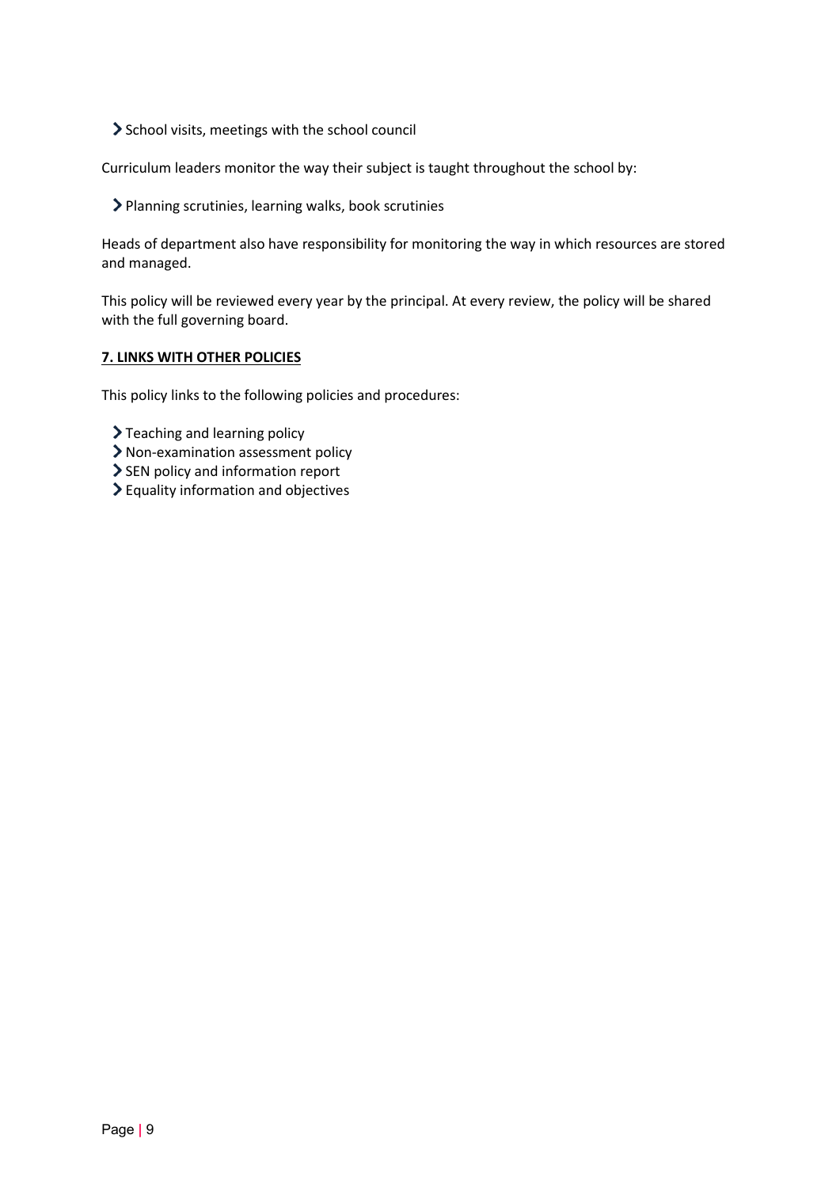- School visits, meetings with the school council

Curriculum leaders monitor the way their subject is taught throughout the school by:

- Planning scrutinies, learning walks, book scrutinies

Heads of department also have responsibility for monitoring the way in which resources are stored and managed.

This policy will be reviewed every year by the principal. At every review, the policy will be shared with the full governing board.

## 7. LINKS WITH OTHER POLICIES

This policy links to the following policies and procedures:

- Teaching and learning policy
- Non-examination assessment policy
- SEN policy and information report
- Equality information and objectives